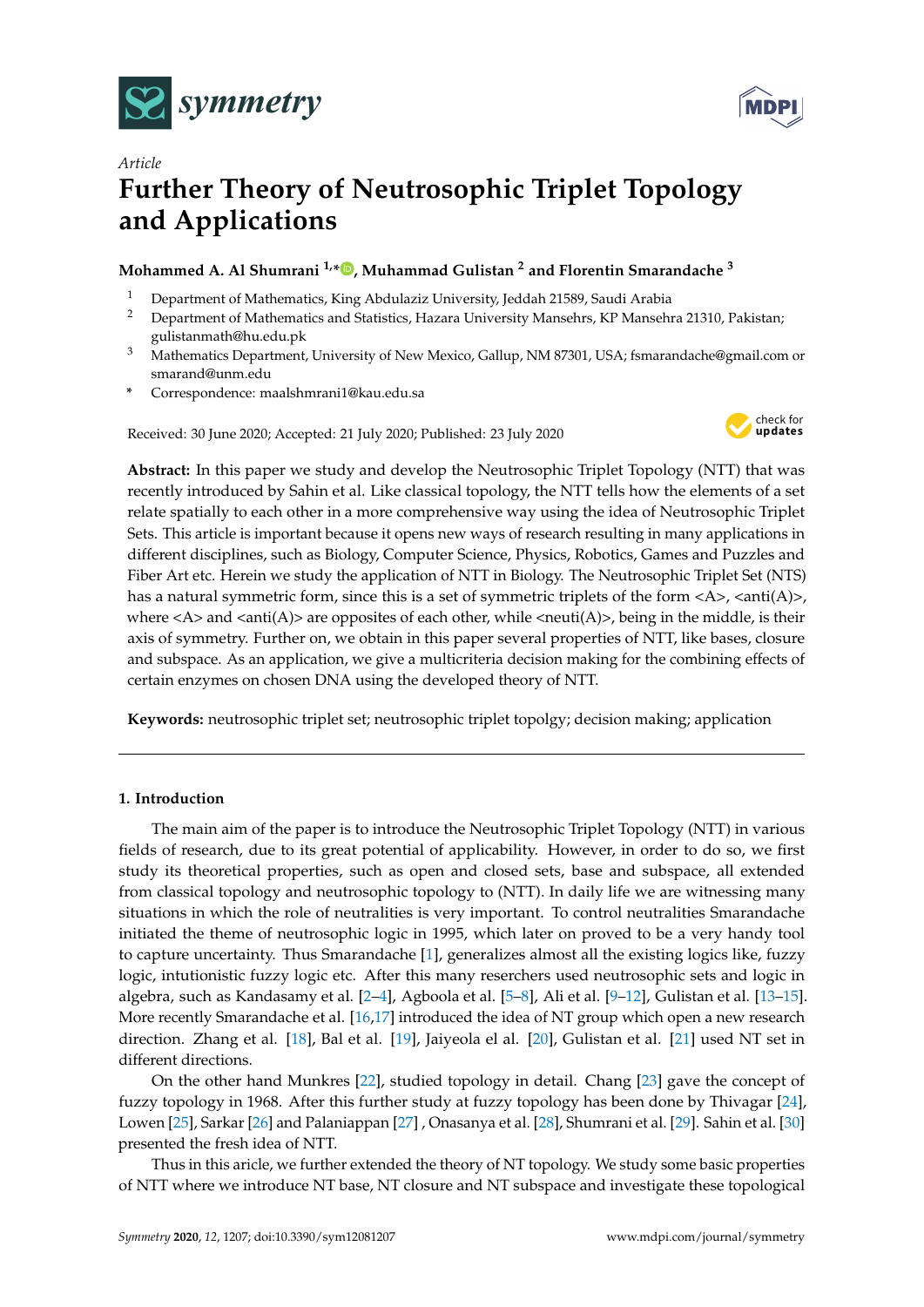*Article*

# Further Theory of Neutrosophic Triplet Topology and Applications

**Mohammed A. Al Shumrani [1,*], Muhammad Gulistan [2] and Florentin Smarandache [3]**

[1] Department of Mathematics, King Abdulaziz University, Jeddah 21589, Saudi Arabia

[2] Department of Mathematics and Statistics, Hazara University Mansehrs, KP Mansehra 21310, Pakistan; gulistanmath@hu.edu.pk

[3] Mathematics Department, University of New Mexico, Gallup, NM 87301, USA; fsmarandache@gmail.com or smarand@unm.edu

\* Correspondence: maalshmrani1@kau.edu.sa

Received: 30 June 2020; Accepted: 21 July 2020; Published: 23 July 2020

**Abstract:** In this paper we study and develop the Neutrosophic Triplet Topology (NTT) that was recently introduced by Sahin et al. Like classical topology, the NTT tells how the elements of a set relate spatially to each other in a more comprehensive way using the idea of Neutrosophic Triplet Sets. This article is important because it opens new ways of research resulting in many applications in different disciplines, such as Biology, Computer Science, Physics, Robotics, Games and Puzzles and Fiber Art etc. Herein we study the application of NTT in Biology. The Neutrosophic Triplet Set (NTS) has a natural symmetric form, since this is a set of symmetric triplets of the form <A>, <anti(A)>, where <A> and <anti(A)> are opposites of each other, while <neuti(A)>, being in the middle, is their axis of symmetry. Further on, we obtain in this paper several properties of NTT, like bases, closure and subspace. As an application, we give a multicriteria decision making for the combining effects of certain enzymes on chosen DNA using the developed theory of NTT.

**Keywords:** neutrosophic triplet set; neutrosophic triplet topolgy; decision making; application

## 1. Introduction

The main aim of the paper is to introduce the Neutrosophic Triplet Topology (NTT) in various fields of research, due to its great potential of applicability. However, in order to do so, we first study its theoretical properties, such as open and closed sets, base and subspace, all extended from classical topology and neutrosophic topology to (NTT). In daily life we are witnessing many situations in which the role of neutralities is very important. To control neutralities Smarandache initiated the theme of neutrosophic logic in 1995, which later on proved to be a very handy tool to capture uncertainty. Thus Smarandache [1], generalizes almost all the existing logics like, fuzzy logic, intutionistic fuzzy logic etc. After this many reserchers used neutrosophic sets and logic in algebra, such as Kandasamy et al. [2–4], Agboola et al. [5–8], Ali et al. [9–12], Gulistan et al. [13–15]. More recently Smarandache et al. [16,17] introduced the idea of NT group which open a new research direction. Zhang et al. [18], Bal et al. [19], Jaiyeola el al. [20], Gulistan et al. [21] used NT set in different directions.

On the other hand Munkres [22], studied topology in detail. Chang [23] gave the concept of fuzzy topology in 1968. After this further study at fuzzy topology has been done by Thivagar [24], Lowen [25], Sarkar [26] and Palaniappan [27] , Onasanya et al. [28], Shumrani et al. [29]. Sahin et al. [30] presented the fresh idea of NTT.

Thus in this aricle, we further extended the theory of NT topology. We study some basic properties of NTT where we introduce NT base, NT closure and NT subspace and investigate these topological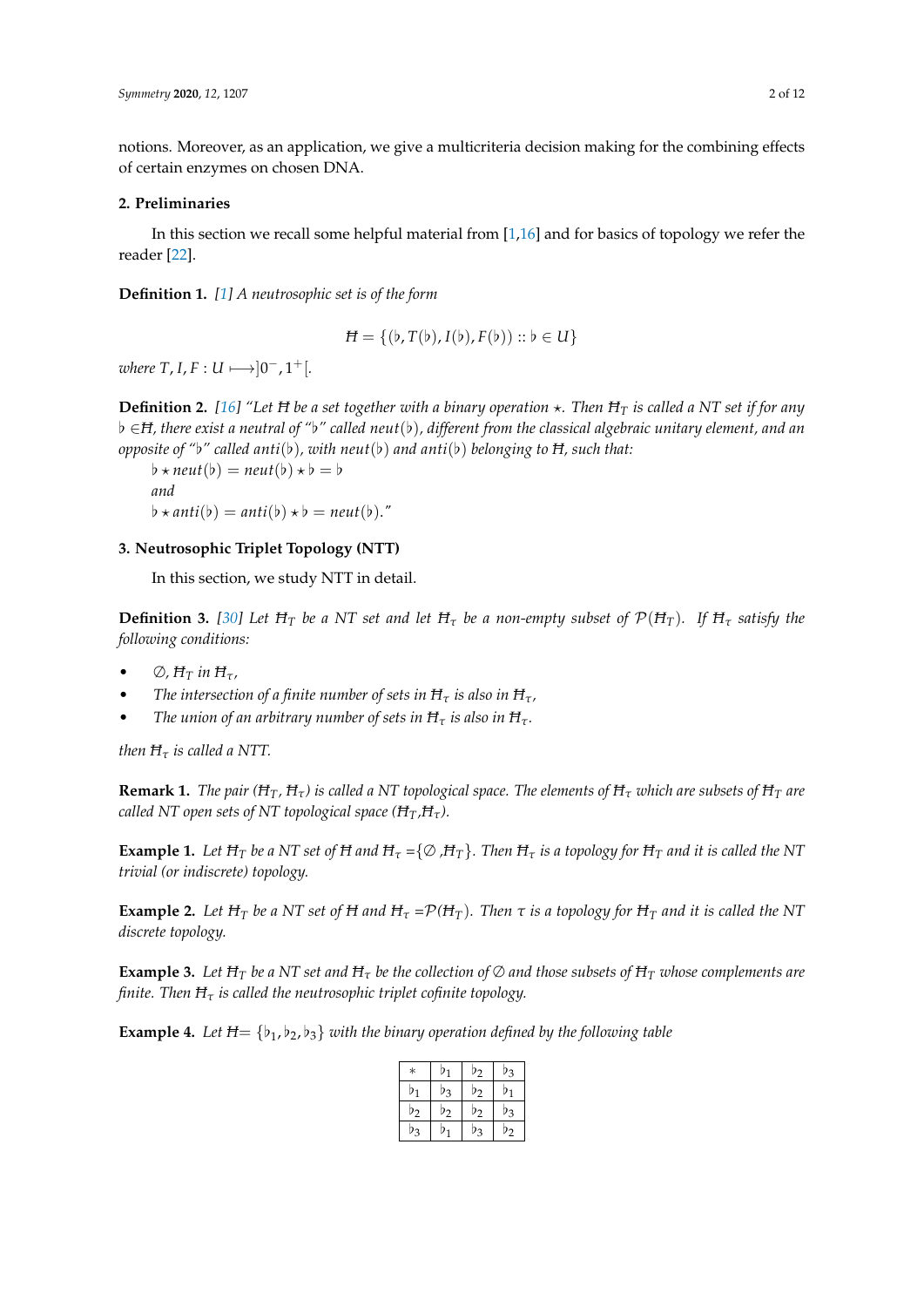notions. Moreover, as an application, we give a multicriteria decision making for the combining effects of certain enzymes on chosen DNA.

## 2. Preliminaries

In this section we recall some helpful material from [1,16] and for basics of topology we refer the reader [22].

**Definition 1.** *[1] A neutrosophic set is of the form*

$$Ħ = \{(\flat, T(\flat), I(\flat), F(\flat)) :: \flat \in U\}$$

*where* $T, I, F : U \longmapsto ]0^-, 1^+[$.

**Definition 2.** *[16] "Let Ħ be a set together with a binary operation* $\star$*. Then* $Ħ_T$ *is called a NT set if for any* $\flat \in Ħ$*, there exist a neutral of "*$\flat$*" called* $neut(\flat)$*, different from the classical algebraic unitary element, and an opposite of "*$\flat$*" called* $anti(\flat)$*, with* $neut(\flat)$ *and* $anti(\flat)$ *belonging to Ħ, such that:*

$\flat \star neut(\flat) = neut(\flat) \star \flat = \flat$

*and*

$\flat \star anti(\flat) = anti(\flat) \star \flat = neut(\flat)$."

## 3. Neutrosophic Triplet Topology (NTT)

In this section, we study NTT in detail.

**Definition 3.** *[30] Let* $Ħ_T$ *be a NT set and let* $Ħ_\tau$ *be a non-empty subset of* $\mathcal{P}(Ħ_T)$*. If* $Ħ_\tau$ *satisfy the following conditions:*

- $\emptyset$, $Ħ_T$ *in* $Ħ_\tau$,
- *The intersection of a finite number of sets in* $Ħ_\tau$ *is also in* $Ħ_\tau$,
- *The union of an arbitrary number of sets in* $Ħ_\tau$ *is also in* $Ħ_\tau$.

*then* $Ħ_\tau$ *is called a NTT.*

**Remark 1.** *The pair* ($Ħ_T$, $Ħ_\tau$) *is called a NT topological space. The elements of* $Ħ_\tau$ *which are subsets of* $Ħ_T$ *are called NT open sets of NT topological space* ($Ħ_T$,$Ħ_\tau$).

**Example 1.** *Let* $Ħ_T$ *be a NT set of Ħ and* $Ħ_\tau = \{\emptyset, Ħ_T\}$*. Then* $Ħ_\tau$ *is a topology for* $Ħ_T$ *and it is called the NT trivial (or indiscrete) topology.*

**Example 2.** *Let* $Ħ_T$ *be a NT set of Ħ and* $Ħ_\tau = \mathcal{P}(Ħ_T)$*. Then* $\tau$ *is a topology for* $Ħ_T$ *and it is called the NT discrete topology.*

**Example 3.** *Let* $Ħ_T$ *be a NT set and* $Ħ_\tau$ *be the collection of* $\emptyset$ *and those subsets of* $Ħ_T$ *whose complements are finite. Then* $Ħ_\tau$ *is called the neutrosophic triplet cofinite topology.*

**Example 4.** *Let* Ħ$= \{\flat_1, \flat_2, \flat_3\}$ *with the binary operation defined by the following table*

| $*$ | $\flat_1$ | $\flat_2$ | $\flat_3$ |
|---|---|---|---|
| $\flat_1$ | $\flat_3$ | $\flat_2$ | $\flat_1$ |
| $\flat_2$ | $\flat_2$ | $\flat_2$ | $\flat_3$ |
| $\flat_3$ | $\flat_1$ | $\flat_3$ | $\flat_2$ |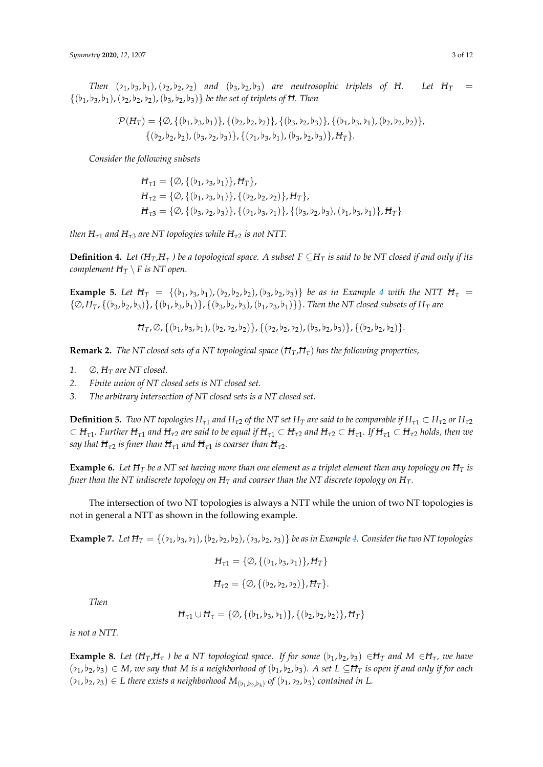*Then* $(\flat_1, \flat_3, \flat_1), (\flat_2, \flat_2, \flat_2)$ *and* $(\flat_3, \flat_2, \flat_3)$ *are neutrosophic triplets of* $\text{Ħ}$. *Let* $\text{Ħ}_T = \{(\flat_1, \flat_3, \flat_1), (\flat_2, \flat_2, \flat_2), (\flat_3, \flat_2, \flat_3)\}$ *be the set of triplets of* $\text{Ħ}$. *Then*

$$\mathcal{P}(\text{Ħ}_T) = \{\emptyset, \{(\flat_1, \flat_3, \flat_1)\}, \{(\flat_2, \flat_2, \flat_2)\}, \{(\flat_3, \flat_2, \flat_3)\}, \{(\flat_1, \flat_3, \flat_1), (\flat_2, \flat_2, \flat_2)\},$$
$$\{(\flat_2, \flat_2, \flat_2), (\flat_3, \flat_2, \flat_3)\}, \{(\flat_1, \flat_3, \flat_1), (\flat_3, \flat_2, \flat_3)\}, \text{Ħ}_T\}.$$

*Consider the following subsets*

$$\text{Ħ}_{\tau 1} = \{\emptyset, \{(\flat_1, \flat_3, \flat_1)\}, \text{Ħ}_T\},$$
$$\text{Ħ}_{\tau 2} = \{\emptyset, \{(\flat_1, \flat_3, \flat_1)\}, \{(\flat_2, \flat_2, \flat_2)\}, \text{Ħ}_T\},$$
$$\text{Ħ}_{\tau 3} = \{\emptyset, \{(\flat_3, \flat_2, \flat_3)\}, \{(\flat_1, \flat_3, \flat_1)\}, \{(\flat_3, \flat_2, \flat_3), (\flat_1, \flat_3, \flat_1)\}, \text{Ħ}_T\}$$

*then* $\text{Ħ}_{\tau 1}$ *and* $\text{Ħ}_{\tau 3}$ *are NT topologies while* $\text{Ħ}_{\tau 2}$ *is not NTT.*

**Definition 4.** *Let* $(\text{Ħ}_T, \text{Ħ}_\tau)$ *be a topological space. A subset* $F \subseteq \text{Ħ}_T$ *is said to be NT closed if and only if its complement* $\text{Ħ}_T \setminus F$ *is NT open.*

**Example 5.** *Let* $\text{Ħ}_T = \{(\flat_1, \flat_3, \flat_1), (\flat_2, \flat_2, \flat_2), (\flat_3, \flat_2, \flat_3)\}$ *be as in Example 4 with the NTT* $\text{Ħ}_\tau = \{\emptyset, \text{Ħ}_T, \{(\flat_3, \flat_2, \flat_3)\}, \{(\flat_1, \flat_3, \flat_1)\}, \{(\flat_3, \flat_2, \flat_3), (\flat_1, \flat_3, \flat_1)\}\}$. *Then the NT closed subsets of* $\text{Ħ}_T$ *are*

$$\text{Ħ}_T, \emptyset, \{(\flat_1, \flat_3, \flat_1), (\flat_2, \flat_2, \flat_2)\}, \{(\flat_2, \flat_2, \flat_2), (\flat_3, \flat_2, \flat_3)\}, \{(\flat_2, \flat_2, \flat_2)\}.$$

**Remark 2.** *The NT closed sets of a NT topological space* $(\text{Ħ}_T, \text{Ħ}_\tau)$ *has the following properties,*

1. $\emptyset$, $\text{Ħ}_T$ *are NT closed.*
2. *Finite union of NT closed sets is NT closed set.*
3. *The arbitrary intersection of NT closed sets is a NT closed set.*

**Definition 5.** *Two NT topologies* $\text{Ħ}_{\tau 1}$ *and* $\text{Ħ}_{\tau 2}$ *of the NT set* $\text{Ħ}_T$ *are said to be comparable if* $\text{Ħ}_{\tau 1} \subset \text{Ħ}_{\tau 2}$ *or* $\text{Ħ}_{\tau 2} \subset \text{Ħ}_{\tau 1}$. *Further* $\text{Ħ}_{\tau 1}$ *and* $\text{Ħ}_{\tau 2}$ *are said to be equal if* $\text{Ħ}_{\tau 1} \subset \text{Ħ}_{\tau 2}$ *and* $\text{Ħ}_{\tau 2} \subset \text{Ħ}_{\tau 1}$. *If* $\text{Ħ}_{\tau 1} \subset \text{Ħ}_{\tau 2}$ *holds, then we say that* $\text{Ħ}_{\tau 2}$ *is finer than* $\text{Ħ}_{\tau 1}$ *and* $\text{Ħ}_{\tau 1}$ *is coarser than* $\text{Ħ}_{\tau 2}$.

**Example 6.** *Let* $\text{Ħ}_T$ *be a NT set having more than one element as a triplet element then any topology on* $\text{Ħ}_T$ *is finer than the NT indiscrete topology on* $\text{Ħ}_T$ *and coarser than the NT discrete topology on* $\text{Ħ}_T$.

The intersection of two NT topologies is always a NTT while the union of two NT topologies is not in general a NTT as shown in the following example.

**Example 7.** *Let* $\text{Ħ}_T = \{(\flat_1, \flat_3, \flat_1), (\flat_2, \flat_2, \flat_2), (\flat_3, \flat_2, \flat_3)\}$ *be as in Example 4. Consider the two NT topologies*

$$\text{Ħ}_{\tau 1} = \{\emptyset, \{(\flat_1, \flat_3, \flat_1)\}, \text{Ħ}_T\}$$

$$\text{Ħ}_{\tau 2} = \{\emptyset, \{(\flat_2, \flat_2, \flat_2)\}, \text{Ħ}_T\}.$$

*Then*

$$\text{Ħ}_{\tau 1} \cup \text{Ħ}_\tau = \{\emptyset, \{(\flat_1, \flat_3, \flat_1)\}, \{(\flat_2, \flat_2, \flat_2)\}, \text{Ħ}_T\}$$

*is not a NTT.*

**Example 8.** *Let* $(\text{Ħ}_T, \text{Ħ}_\tau)$ *be a NT topological space. If for some* $(\flat_1, \flat_2, \flat_3) \in \text{Ħ}_T$ *and* $M \in \text{Ħ}_\tau$, *we have* $(\flat_1, \flat_2, \flat_3) \in M$, *we say that* $M$ *is a neighborhood of* $(\flat_1, \flat_2, \flat_3)$. *A set* $L \subseteq \text{Ħ}_T$ *is open if and only if for each* $(\flat_1, \flat_2, \flat_3) \in L$ *there exists a neighborhood* $M_{(\flat_1, \flat_2, \flat_3)}$ *of* $(\flat_1, \flat_2, \flat_3)$ *contained in* $L$.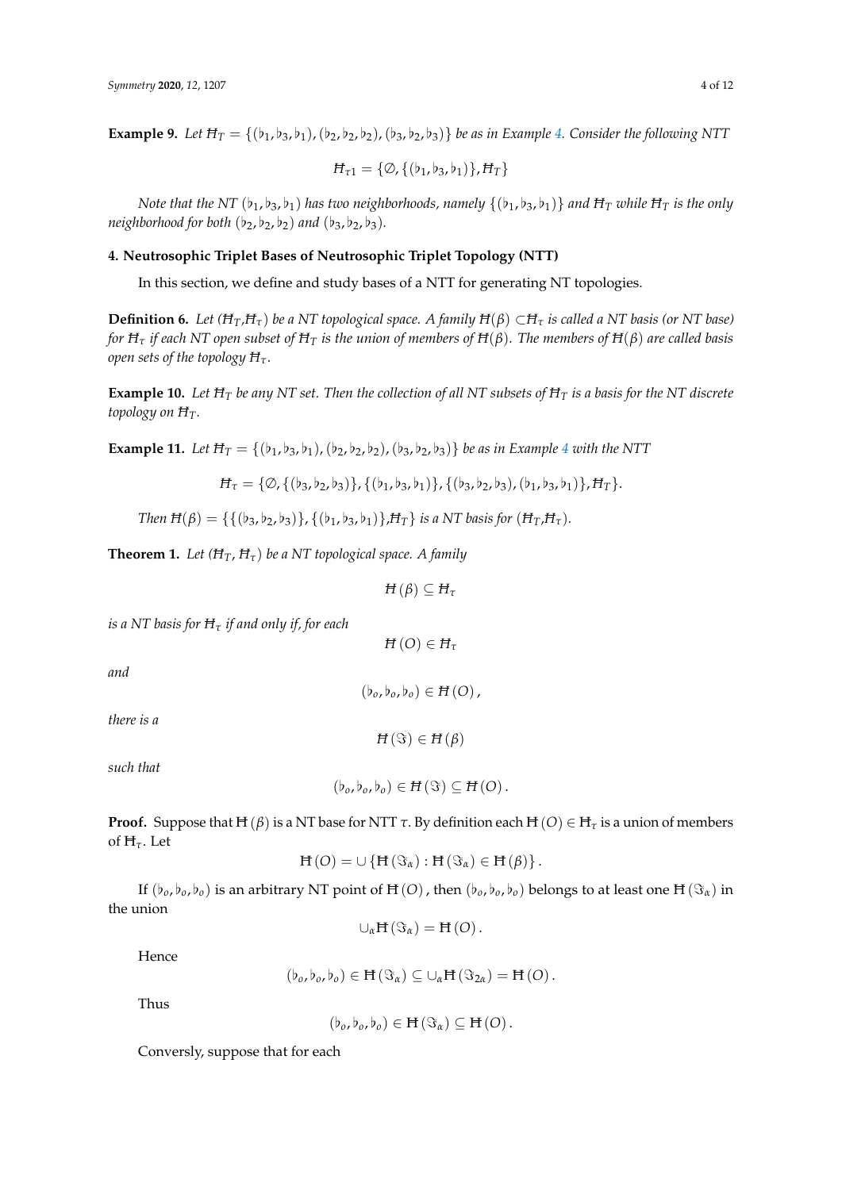**Example 9.** *Let $Ħ_T = \{(\flat_1, \flat_3, \flat_1), (\flat_2, \flat_2, \flat_2), (\flat_3, \flat_2, \flat_3)\}$ be as in Example 4. Consider the following NTT*

$$Ħ_{\tau 1} = \{\emptyset, \{(\flat_1, \flat_3, \flat_1)\}, Ħ_T\}$$

*Note that the NT $(\flat_1, \flat_3, \flat_1)$ has two neighborhoods, namely $\{(\flat_1, \flat_3, \flat_1)\}$ and $Ħ_T$ while $Ħ_T$ is the only neighborhood for both $(\flat_2, \flat_2, \flat_2)$ and $(\flat_3, \flat_2, \flat_3)$.*

## 4. Neutrosophic Triplet Bases of Neutrosophic Triplet Topology (NTT)

In this section, we define and study bases of a NTT for generating NT topologies.

**Definition 6.** *Let $(Ħ_T, Ħ_\tau)$ be a NT topological space. A family $Ħ(\beta) \subset Ħ_\tau$ is called a NT basis (or NT base) for $Ħ_\tau$ if each NT open subset of $Ħ_T$ is the union of members of $Ħ(\beta)$. The members of $Ħ(\beta)$ are called basis open sets of the topology $Ħ_\tau$.*

**Example 10.** *Let $Ħ_T$ be any NT set. Then the collection of all NT subsets of $Ħ_T$ is a basis for the NT discrete topology on $Ħ_T$.*

**Example 11.** *Let $Ħ_T = \{(\flat_1, \flat_3, \flat_1), (\flat_2, \flat_2, \flat_2), (\flat_3, \flat_2, \flat_3)\}$ be as in Example 4 with the NTT*

$$Ħ_\tau = \{\emptyset, \{(\flat_3, \flat_2, \flat_3)\}, \{(\flat_1, \flat_3, \flat_1)\}, \{(\flat_3, \flat_2, \flat_3), (\flat_1, \flat_3, \flat_1)\}, Ħ_T\}.$$

*Then $Ħ(\beta) = \{\{(\flat_3, \flat_2, \flat_3)\}, \{(\flat_1, \flat_3, \flat_1)\}, Ħ_T\}$ is a NT basis for $(Ħ_T, Ħ_\tau)$.*

**Theorem 1.** *Let $(Ħ_T, Ħ_\tau)$ be a NT topological space. A family*

$$Ħ(\beta) \subseteq Ħ_\tau$$

*is a NT basis for $Ħ_\tau$ if and only if, for each*

$$Ħ(O) \in Ħ_\tau$$

*and*

$$(\flat_o, \flat_o, \flat_o) \in Ħ(O),$$

*there is a*

$$Ħ(\Im) \in Ħ(\beta)$$

*such that*

$$(\flat_o, \flat_o, \flat_o) \in Ħ(\Im) \subseteq Ħ(O).$$

**Proof.** Suppose that $Ħ(\beta)$ is a NT base for NTT $\tau$. By definition each $Ħ(O) \in Ħ_\tau$ is a union of members of $Ħ_\tau$. Let

$$Ħ(O) = \cup \{Ħ(\Im_\alpha) : Ħ(\Im_\alpha) \in Ħ(\beta)\}.$$

If $(\flat_o, \flat_o, \flat_o)$ is an arbitrary NT point of $Ħ(O)$, then $(\flat_o, \flat_o, \flat_o)$ belongs to at least one $Ħ(\Im_\alpha)$ in the union

$$\cup_\alpha Ħ(\Im_\alpha) = Ħ(O).$$

Hence

$$(\flat_o, \flat_o, \flat_o) \in Ħ(\Im_\alpha) \subseteq \cup_\alpha Ħ(\Im_{2\alpha}) = Ħ(O).$$

Thus

$$(\flat_o, \flat_o, \flat_o) \in Ħ(\Im_\alpha) \subseteq Ħ(O).$$

Conversely, suppose that for each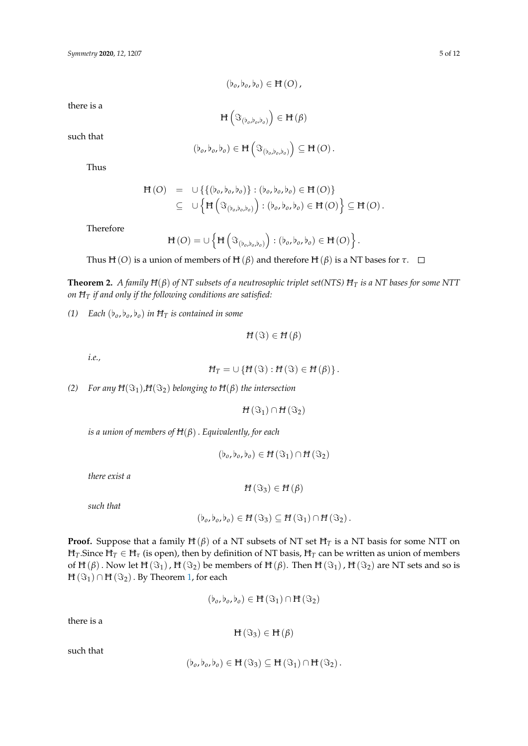$$(\flat_o, \flat_o, \flat_o) \in Ħ(O),$$

there is a

$$Ħ\left(\Im_{(\flat_o,\flat_o,\flat_o)}\right) \in Ħ(\beta)$$

such that

$$(\flat_o, \flat_o, \flat_o) \in Ħ\left(\Im_{(\flat_o,\flat_o,\flat_o)}\right) \subseteq Ħ(O).$$

Thus

$$\begin{aligned} Ħ(O) &= \cup\{\{(\flat_o, \flat_o, \flat_o)\} : (\flat_o, \flat_o, \flat_o) \in Ħ(O)\} \\ &\subseteq \cup\left\{Ħ\left(\Im_{(\flat_o,\flat_o,\flat_o)}\right) : (\flat_o, \flat_o, \flat_o) \in Ħ(O)\right\} \subseteq Ħ(O). \end{aligned}$$

Therefore

$$Ħ(O) = \cup\left\{Ħ\left(\Im_{(\flat_o,\flat_o,\flat_o)}\right) : (\flat_o, \flat_o, \flat_o) \in Ħ(O)\right\}.$$

Thus $Ħ(O)$ is a union of members of $Ħ(\beta)$ and therefore $Ħ(\beta)$ is a NT bases for $\tau$. □

**Theorem 2.** *A family $Ħ(\beta)$ of NT subsets of a neutrosophic triplet set(NTS) $Ħ_T$ is a NT bases for some NTT on $Ħ_T$ if and only if the following conditions are satisfied:*

*(1) Each $(\flat_o, \flat_o, \flat_o)$ in $Ħ_T$ is contained in some*

$$Ħ(\Im) \in Ħ(\beta)$$

*i.e.,*

$$Ħ_T = \cup\{Ħ(\Im) : Ħ(\Im) \in Ħ(\beta)\}.$$

*(2) For any $Ħ(\Im_1)$,$Ħ(\Im_2)$ belonging to $Ħ(\beta)$ the intersection*

$$Ħ(\Im_1) \cap Ħ(\Im_2)$$

*is a union of members of $Ħ(\beta)$ . Equivalently, for each*

$$(\flat_o, \flat_o, \flat_o) \in Ħ(\Im_1) \cap Ħ(\Im_2)$$

*there exist a*

$$Ħ(\Im_3) \in Ħ(\beta)$$

*such that*

$$(\flat_o, \flat_o, \flat_o) \in Ħ(\Im_3) \subseteq Ħ(\Im_1) \cap Ħ(\Im_2).$$

**Proof.** Suppose that a family $Ħ(\beta)$ of a NT subsets of NT set $Ħ_T$ is a NT basis for some NTT on $Ħ_T$.Since $Ħ_T \in Ħ_\tau$ (is open), then by definition of NT basis, $Ħ_T$ can be written as union of members of $Ħ(\beta)$ . Now let $Ħ(\Im_1)$ , $Ħ(\Im_2)$ be members of $Ħ(\beta)$. Then $Ħ(\Im_1)$ , $Ħ(\Im_2)$ are NT sets and so is $Ħ(\Im_1) \cap Ħ(\Im_2)$ . By Theorem 1, for each

$$(\flat_o, \flat_o, \flat_o) \in Ħ(\Im_1) \cap Ħ(\Im_2)$$

there is a

$$Ħ(\Im_3) \in Ħ(\beta)$$

such that

$$(\flat_o, \flat_o, \flat_o) \in Ħ(\Im_3) \subseteq Ħ(\Im_1) \cap Ħ(\Im_2).$$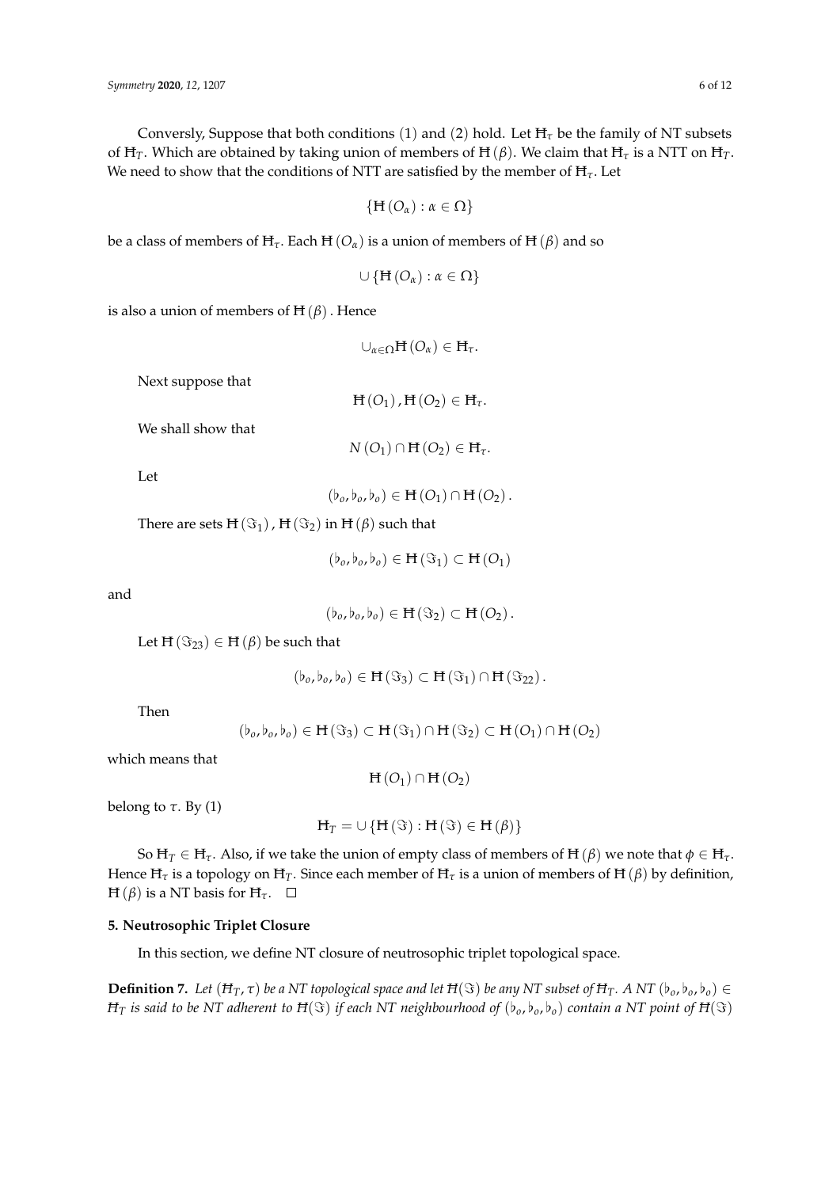Conversely, Suppose that both conditions (1) and (2) hold. Let $\text{Ħ}_\tau$ be the family of NT subsets of $\text{Ħ}_T$. Which are obtained by taking union of members of $\text{Ħ}(\beta)$. We claim that $\text{Ħ}_\tau$ is a NTT on $\text{Ħ}_T$. We need to show that the conditions of NTT are satisfied by the member of $\text{Ħ}_\tau$. Let

$$\{\text{Ħ}(O_\alpha) : \alpha \in \Omega\}$$

be a class of members of $\text{Ħ}_\tau$. Each $\text{Ħ}(O_\alpha)$ is a union of members of $\text{Ħ}(\beta)$ and so

$$\cup \{\text{Ħ}(O_\alpha) : \alpha \in \Omega\}$$

is also a union of members of $\text{Ħ}(\beta)$. Hence

$$\cup_{\alpha\in\Omega}\text{Ħ}(O_\alpha) \in \text{Ħ}_\tau.$$

Next suppose that

$$\text{Ħ}(O_1), \text{Ħ}(O_2) \in \text{Ħ}_\tau.$$

We shall show that

$$N(O_1) \cap \text{Ħ}(O_2) \in \text{Ħ}_\tau.$$

Let

$$(\flat_o, \flat_o, \flat_o) \in \text{Ħ}(O_1) \cap \text{Ħ}(O_2).$$

There are sets $\text{Ħ}(\Im_1)$, $\text{Ħ}(\Im_2)$ in $\text{Ħ}(\beta)$ such that

$$(\flat_o, \flat_o, \flat_o) \in \text{Ħ}(\Im_1) \subset \text{Ħ}(O_1)$$

and

$$(\flat_o, \flat_o, \flat_o) \in \text{Ħ}(\Im_2) \subset \text{Ħ}(O_2).$$

Let $\text{Ħ}(\Im_{23}) \in \text{Ħ}(\beta)$ be such that

$$(\flat_o, \flat_o, \flat_o) \in \text{Ħ}(\Im_3) \subset \text{Ħ}(\Im_1) \cap \text{Ħ}(\Im_{22}).$$

Then

$$(\flat_o, \flat_o, \flat_o) \in \text{Ħ}(\Im_3) \subset \text{Ħ}(\Im_1) \cap \text{Ħ}(\Im_2) \subset \text{Ħ}(O_1) \cap \text{Ħ}(O_2)$$

which means that

$$\text{Ħ}(O_1) \cap \text{Ħ}(O_2)$$

belong to $\tau$. By (1)

$$\text{Ħ}_T = \cup \{\text{Ħ}(\Im) : \text{Ħ}(\Im) \in \text{Ħ}(\beta)\}$$

So $\text{Ħ}_T \in \text{Ħ}_\tau$. Also, if we take the union of empty class of members of $\text{Ħ}(\beta)$ we note that $\phi \in \text{Ħ}_\tau$. Hence $\text{Ħ}_\tau$ is a topology on $\text{Ħ}_T$. Since each member of $\text{Ħ}_\tau$ is a union of members of $\text{Ħ}(\beta)$ by definition, $\text{Ħ}(\beta)$ is a NT basis for $\text{Ħ}_\tau$. □

## 5. Neutrosophic Triplet Closure

In this section, we define NT closure of neutrosophic triplet topological space.

**Definition 7.** *Let $(\text{Ħ}_T, \tau)$ be a NT topological space and let $\text{Ħ}(\Im)$ be any NT subset of $\text{Ħ}_T$. A NT $(\flat_o, \flat_o, \flat_o) \in \text{Ħ}_T$ is said to be NT adherent to $\text{Ħ}(\Im)$ if each NT neighbourhood of $(\flat_o, \flat_o, \flat_o)$ contain a NT point of $\text{Ħ}(\Im)$*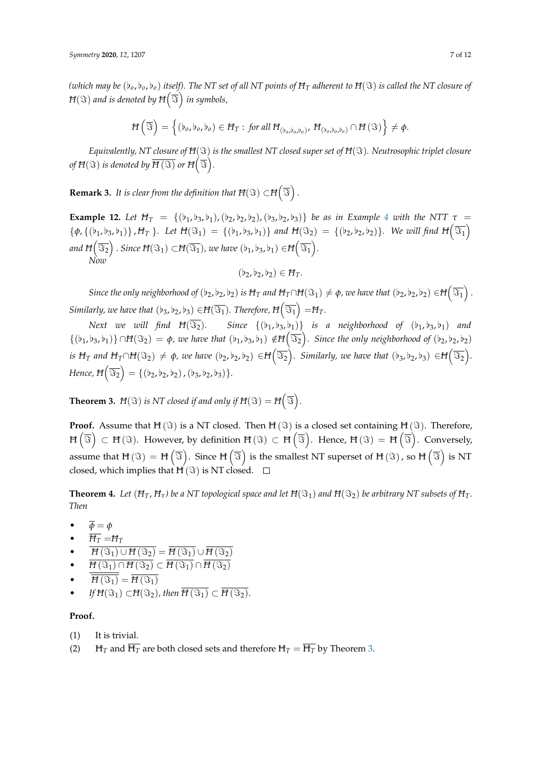*(which may be $(\flat_o, \flat_o, \flat_o)$ itself). The NT set of all NT points of $\text{Ħ}_T$ adherent to $\text{Ħ}(\Im)$ is called the NT closure of $\text{Ħ}(\Im)$ and is denoted by $\text{Ħ}\left(\overline{\Im}\right)$ in symbols,*

$$\text{Ħ}\left(\overline{\Im}\right) = \left\{(\flat_o, \flat_o, \flat_o) \in \text{Ħ}_T : \text{ for all } \text{Ħ}_{(\flat_o, \flat_o, \flat_o)},\ \text{Ħ}_{(\flat_o, \flat_o, \flat_o)} \cap \text{Ħ}(\Im)\right\} \neq \phi.$$

*Equivalently, NT closure of $\text{Ħ}(\Im)$ is the smallest NT closed super set of $\text{Ħ}(\Im)$. Neutrosophic triplet closure of $\text{Ħ}(\Im)$ is denoted by $\overline{\text{Ħ}(\Im)}$ or $\text{Ħ}\left(\overline{\Im}\right)$.*

**Remark 3.** *It is clear from the definition that $\text{Ħ}(\Im) \subset \text{Ħ}\left(\overline{\Im}\right)$.*

**Example 12.** *Let $\text{Ħ}_T = \{(\flat_1, \flat_3, \flat_1), (\flat_2, \flat_2, \flat_2), (\flat_3, \flat_2, \flat_3)\}$ be as in Example 4 with the NTT $\tau = \{\phi, \{(\flat_1, \flat_3, \flat_1)\}, \text{Ħ}_T\}$. Let $\text{Ħ}(\Im_1) = \{(\flat_1, \flat_3, \flat_1)\}$ and $\text{Ħ}(\Im_2) = \{(\flat_2, \flat_2, \flat_2)\}$. We will find $\text{Ħ}\left(\overline{\Im_1}\right)$ and $\text{Ħ}\left(\overline{\Im_2}\right)$. Since $\text{Ħ}(\Im_1) \subset \text{Ħ}(\overline{\Im_1})$, we have $(\flat_1, \flat_3, \flat_1) \in \text{Ħ}\left(\overline{\Im_1}\right)$.*
*Now*

$$(\flat_2, \flat_2, \flat_2) \in \text{Ħ}_T.$$

*Since the only neighborhood of $(\flat_2, \flat_2, \flat_2)$ is $\text{Ħ}_T$ and $\text{Ħ}_T \cap \text{Ħ}(\Im_1) \neq \phi$, we have that $(\flat_2, \flat_2, \flat_2) \in \text{Ħ}\left(\overline{\Im_1}\right)$. Similarly, we have that $(\flat_3, \flat_2, \flat_3) \in \text{Ħ}(\overline{\Im_1})$. Therefore, $\text{Ħ}\left(\overline{\Im_1}\right) = \text{Ħ}_T$.*

*Next we will find $\text{Ħ}(\overline{\Im_2})$. Since $\{(\flat_1, \flat_3, \flat_1)\}$ is a neighborhood of $(\flat_1, \flat_3, \flat_1)$ and $\{(\flat_1, \flat_3, \flat_1)\} \cap \text{Ħ}(\Im_2) = \phi$, we have that $(\flat_1, \flat_3, \flat_1) \notin \text{Ħ}\left(\overline{\Im_2}\right)$. Since the only neighborhood of $(\flat_2, \flat_2, \flat_2)$ is $\text{Ħ}_T$ and $\text{Ħ}_T \cap \text{Ħ}(\Im_2) \neq \phi$, we have $(\flat_2, \flat_2, \flat_2) \in \text{Ħ}\left(\overline{\Im_2}\right)$. Similarly, we have that $(\flat_3, \flat_2, \flat_3) \in \text{Ħ}\left(\overline{\Im_2}\right)$. Hence, $\text{Ħ}\left(\overline{\Im_2}\right) = \{(\flat_2, \flat_2, \flat_2), (\flat_3, \flat_2, \flat_3)\}$.*

**Theorem 3.** *$\text{Ħ}(\Im)$ is NT closed if and only if $\text{Ħ}(\Im) = \text{Ħ}\left(\overline{\Im}\right)$.*

**Proof.** Assume that $\text{Ħ}(\Im)$ is a NT closed. Then $\text{Ħ}(\Im)$ is a closed set containing $\text{Ħ}(\Im)$. Therefore, $\text{Ħ}\left(\overline{\Im}\right) \subset \text{Ħ}(\Im)$. However, by definition $\text{Ħ}(\Im) \subset \text{Ħ}\left(\overline{\Im}\right)$. Hence, $\text{Ħ}(\Im) = \text{Ħ}\left(\overline{\Im}\right)$. Conversely, assume that $\text{Ħ}(\Im) = \text{Ħ}\left(\overline{\Im}\right)$. Since $\text{Ħ}\left(\overline{\Im}\right)$ is the smallest NT superset of $\text{Ħ}(\Im)$, so $\text{Ħ}\left(\overline{\Im}\right)$ is NT closed, which implies that $\text{Ħ}(\Im)$ is NT closed. □

**Theorem 4.** *Let $(\text{Ħ}_T, \text{Ħ}_\tau)$ be a NT topological space and let $\text{Ħ}(\Im_1)$ and $\text{Ħ}(\Im_2)$ be arbitrary NT subsets of $\text{Ħ}_T$. Then*

- $\overline{\phi} = \phi$
- $\overline{\text{Ħ}_T} = \text{Ħ}_T$
- $\overline{\text{Ħ}(\Im_1) \cup \text{Ħ}(\Im_2)} = \overline{\text{Ħ}(\Im_1)} \cup \overline{\text{Ħ}(\Im_2)}$
- $\overline{\text{Ħ}(\Im_1) \cap \text{Ħ}(\Im_2)} \subset \overline{\text{Ħ}(\Im_1)} \cap \overline{\text{Ħ}(\Im_2)}$
- $\overline{\overline{\text{Ħ}(\Im_1)}} = \overline{\text{Ħ}(\Im_1)}$
- *If $\text{Ħ}(\Im_1) \subset \text{Ħ}(\Im_2)$, then $\overline{\text{Ħ}(\Im_1)} \subset \overline{\text{Ħ}(\Im_2)}$.*

**Proof.**

(1) It is trivial.
(2) $\text{Ħ}_T$ and $\overline{\text{Ħ}_T}$ are both closed sets and therefore $\text{Ħ}_T = \overline{\text{Ħ}_T}$ by Theorem 3.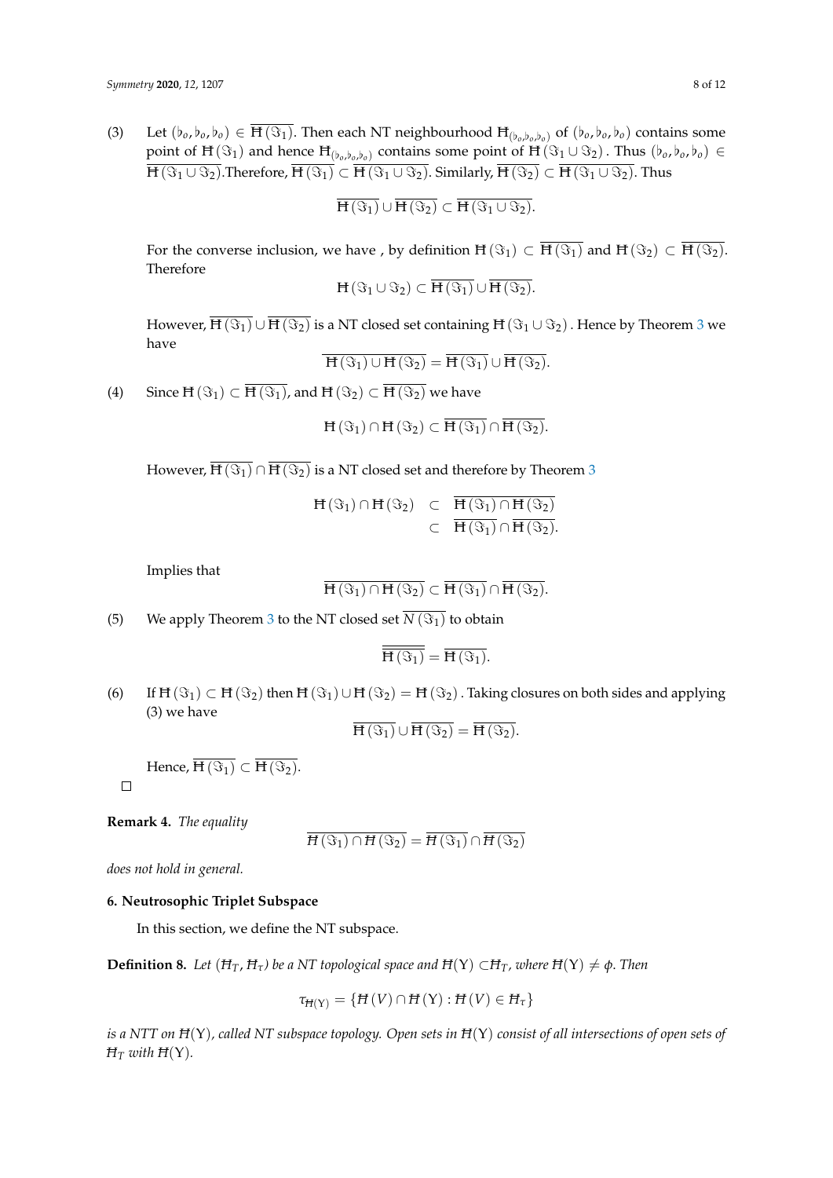(3) Let $(\flat_o, \flat_o, \flat_o) \in \overline{Ħ(\Im_1)}$. Then each NT neighbourhood $Ħ_{(\flat_o,\flat_o,\flat_o)}$ of $(\flat_o, \flat_o, \flat_o)$ contains some point of $Ħ(\Im_1)$ and hence $Ħ_{(\flat_o,\flat_o,\flat_o)}$ contains some point of $Ħ(\Im_1 \cup \Im_2)$. Thus $(\flat_o, \flat_o, \flat_o) \in \overline{Ħ(\Im_1 \cup \Im_2)}$. Therefore, $\overline{Ħ(\Im_1)} \subset \overline{Ħ(\Im_1 \cup \Im_2)}$. Similarly, $\overline{Ħ(\Im_2)} \subset \overline{Ħ(\Im_1 \cup \Im_2)}$. Thus

$$\overline{Ħ(\Im_1)} \cup \overline{Ħ(\Im_2)} \subset \overline{Ħ(\Im_1 \cup \Im_2)}.$$

For the converse inclusion, we have , by definition $Ħ(\Im_1) \subset \overline{Ħ(\Im_1)}$ and $Ħ(\Im_2) \subset \overline{Ħ(\Im_2)}$. Therefore

$$Ħ(\Im_1 \cup \Im_2) \subset \overline{Ħ(\Im_1)} \cup \overline{Ħ(\Im_2)}.$$

However, $\overline{Ħ(\Im_1)} \cup \overline{Ħ(\Im_2)}$ is a NT closed set containing $Ħ(\Im_1 \cup \Im_2)$. Hence by Theorem 3 we have

$$\overline{Ħ(\Im_1) \cup Ħ(\Im_2)} = \overline{Ħ(\Im_1)} \cup \overline{Ħ(\Im_2)}.$$

(4) Since $Ħ(\Im_1) \subset \overline{Ħ(\Im_1)}$, and $Ħ(\Im_2) \subset \overline{Ħ(\Im_2)}$ we have

$$Ħ(\Im_1) \cap Ħ(\Im_2) \subset \overline{Ħ(\Im_1)} \cap \overline{Ħ(\Im_2)}.$$

However, $\overline{Ħ(\Im_1)} \cap \overline{Ħ(\Im_2)}$ is a NT closed set and therefore by Theorem 3

$$\begin{aligned} Ħ(\Im_1) \cap Ħ(\Im_2) &\subset \overline{Ħ(\Im_1) \cap Ħ(\Im_2)} \\ &\subset \overline{Ħ(\Im_1)} \cap \overline{Ħ(\Im_2)}. \end{aligned}$$

Implies that

$$\overline{Ħ(\Im_1) \cap Ħ(\Im_2)} \subset \overline{Ħ(\Im_1)} \cap \overline{Ħ(\Im_2)}.$$

(5) We apply Theorem 3 to the NT closed set $\overline{N(\Im_1)}$ to obtain

$$\overline{\overline{Ħ(\Im_1)}} = \overline{Ħ(\Im_1)}.$$

(6) If $Ħ(\Im_1) \subset Ħ(\Im_2)$ then $Ħ(\Im_1) \cup Ħ(\Im_2) = Ħ(\Im_2)$. Taking closures on both sides and applying (3) we have

$$\overline{Ħ(\Im_1)} \cup \overline{Ħ(\Im_2)} = \overline{Ħ(\Im_2)}.$$

Hence, $\overline{Ħ(\Im_1)} \subset \overline{Ħ(\Im_2)}$.

□

**Remark 4.** *The equality*

$$\overline{Ħ(\Im_1) \cap Ħ(\Im_2)} = \overline{Ħ(\Im_1)} \cap \overline{Ħ(\Im_2)}$$

*does not hold in general.*

## 6. Neutrosophic Triplet Subspace

In this section, we define the NT subspace.

**Definition 8.** *Let $(Ħ_T, Ħ_\tau)$ be a NT topological space and $Ħ(Y) \subset Ħ_T$, where $Ħ(Y) \neq \phi$. Then*

$$\tau_{Ħ(Y)} = \{Ħ(V) \cap Ħ(Y) : Ħ(V) \in Ħ_\tau\}$$

*is a NTT on $Ħ(Y)$, called NT subspace topology. Open sets in $Ħ(Y)$ consist of all intersections of open sets of $Ħ_T$ with $Ħ(Y)$.*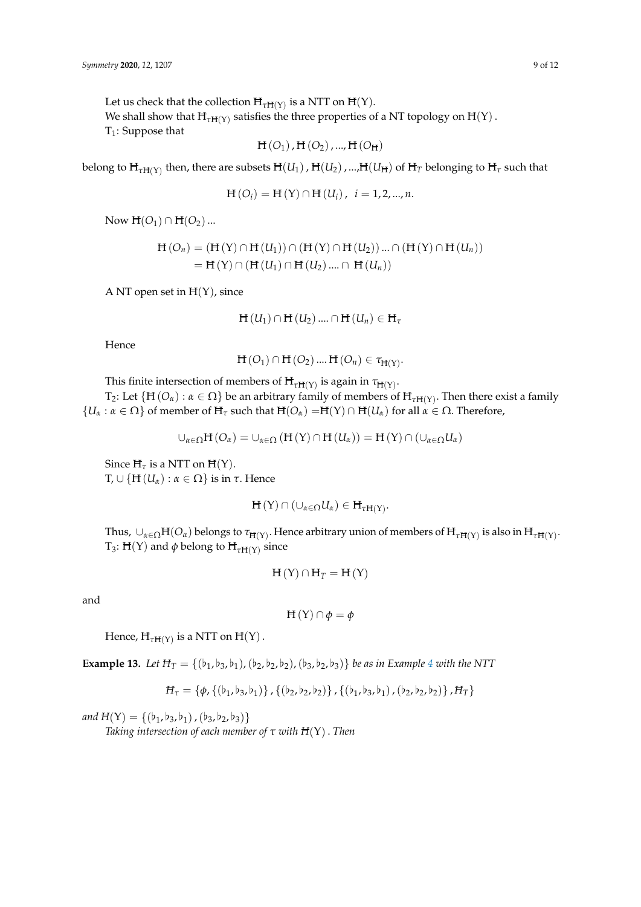Let us check that the collection $\text{Ħ}_{\tau\text{Ħ}(\text{Y})}$ is a NTT on $\text{Ħ}(\text{Y})$.

We shall show that $\text{Ħ}_{\tau\text{Ħ}(\text{Y})}$ satisfies the three properties of a NT topology on $\text{Ħ}(\text{Y})$.

$T_1$: Suppose that

$$\text{Ħ}\left(O_1\right), \text{Ħ}\left(O_2\right), ..., \text{Ħ}\left(O_{\text{Ħ}}\right)$$

belong to $\text{Ħ}_{\tau\text{Ħ}(\text{Y})}$ then, there are subsets $\text{Ħ}(U_1)$, $\text{Ħ}(U_2)$, ...,$\text{Ħ}(U_{\text{Ħ}})$ of $\text{Ħ}_T$ belonging to $\text{Ħ}_\tau$ such that

$$\text{Ħ}\left(O_i\right) = \text{Ħ}\left(\text{Y}\right) \cap \text{Ħ}\left(U_i\right), \;\; i = 1, 2, ..., n.$$

Now $\text{Ħ}(O_1) \cap \text{Ħ}(O_2)$ ...

$$\begin{aligned} \text{Ħ}\left(O_n\right) &= \left(\text{Ħ}\left(\text{Y}\right) \cap \text{Ħ}\left(U_1\right)\right) \cap \left(\text{Ħ}\left(\text{Y}\right) \cap \text{Ħ}\left(U_2\right)\right) ... \cap \left(\text{Ħ}\left(\text{Y}\right) \cap \text{Ħ}\left(U_n\right)\right) \\ &= \text{Ħ}\left(\text{Y}\right) \cap \left(\text{Ħ}\left(U_1\right) \cap \text{Ħ}\left(U_2\right) .... \cap \; \text{Ħ}\left(U_n\right)\right) \end{aligned}$$

A NT open set in $\text{Ħ}(\text{Y})$, since

$$\text{Ħ}\left(U_1\right) \cap \text{Ħ}\left(U_2\right) .... \cap \text{Ħ}\left(U_n\right) \in \text{Ħ}_\tau$$

Hence

$$\text{Ħ}\left(O_1\right) \cap \text{Ħ}\left(O_2\right) .... \text{Ħ}\left(O_n\right) \in \tau_{\text{Ħ}(\text{Y})}.$$

This finite intersection of members of $\text{Ħ}_{\tau\text{Ħ}(\text{Y})}$ is again in $\tau_{\text{Ħ}(\text{Y})}$.

$T_2$: Let $\{\text{Ħ}\left(O_\alpha\right) : \alpha \in \Omega\}$ be an arbitrary family of members of $\text{Ħ}_{\tau\text{Ħ}(\text{Y})}$. Then there exist a family $\{U_\alpha : \alpha \in \Omega\}$ of member of $\text{Ħ}_\tau$ such that $\text{Ħ}(O_\alpha)$ =$\text{Ħ}(\text{Y}) \cap \text{Ħ}(U_\alpha)$ for all $\alpha \in \Omega$. Therefore,

$$\cup_{\alpha\in\Omega}\text{Ħ}\left(O_\alpha\right) = \cup_{\alpha\in\Omega}\left(\text{Ħ}\left(\text{Y}\right) \cap \text{Ħ}\left(U_\alpha\right)\right) = \text{Ħ}\left(\text{Y}\right) \cap \left(\cup_{\alpha\in\Omega}U_\alpha\right)$$

Since $\text{Ħ}_\tau$ is a NTT on $\text{Ħ}(\text{Y})$.

T, $\cup \{\text{Ħ}\left(U_\alpha\right) : \alpha \in \Omega\}$ is in $\tau$. Hence

$$\text{Ħ}\left(\text{Y}\right) \cap \left(\cup_{\alpha\in\Omega}U_\alpha\right) \in \text{Ħ}_{\tau\text{Ħ}(\text{Y})}.$$

Thus, $\cup_{\alpha\in\Omega}\text{Ħ}(O_\alpha)$ belongs to $\tau_{\text{Ħ}(\text{Y})}$. Hence arbitrary union of members of $\text{Ħ}_{\tau\text{Ħ}(\text{Y})}$ is also in $\text{Ħ}_{\tau\text{Ħ}(\text{Y})}$.

$T_3$: $\text{Ħ}(\text{Y})$ and $\phi$ belong to $\text{Ħ}_{\tau\text{Ħ}(\text{Y})}$ since

$$\text{Ħ}\left(\text{Y}\right) \cap \text{Ħ}_T = \text{Ħ}\left(\text{Y}\right)$$

and

$$\text{Ħ}\left(\text{Y}\right) \cap \phi = \phi$$

Hence, $\text{Ħ}_{\tau\text{Ħ}(\text{Y})}$ is a NTT on $\text{Ħ}(\text{Y})$.

**Example 13.** *Let $\text{Ħ}_T = \{(\flat_1, \flat_3, \flat_1), (\flat_2, \flat_2, \flat_2), (\flat_3, \flat_2, \flat_3)\}$ be as in Example 4 with the NTT*

$$\text{Ħ}_\tau = \{\phi, \{(\flat_1, \flat_3, \flat_1)\}, \{(\flat_2, \flat_2, \flat_2)\}, \{(\flat_1, \flat_3, \flat_1), (\flat_2, \flat_2, \flat_2)\}, \text{Ħ}_T\}$$

*and $\text{Ħ}(\text{Y}) = \{(\flat_1, \flat_3, \flat_1), (\flat_3, \flat_2, \flat_3)\}$*

*Taking intersection of each member of $\tau$ with $\text{Ħ}(\text{Y})$. Then*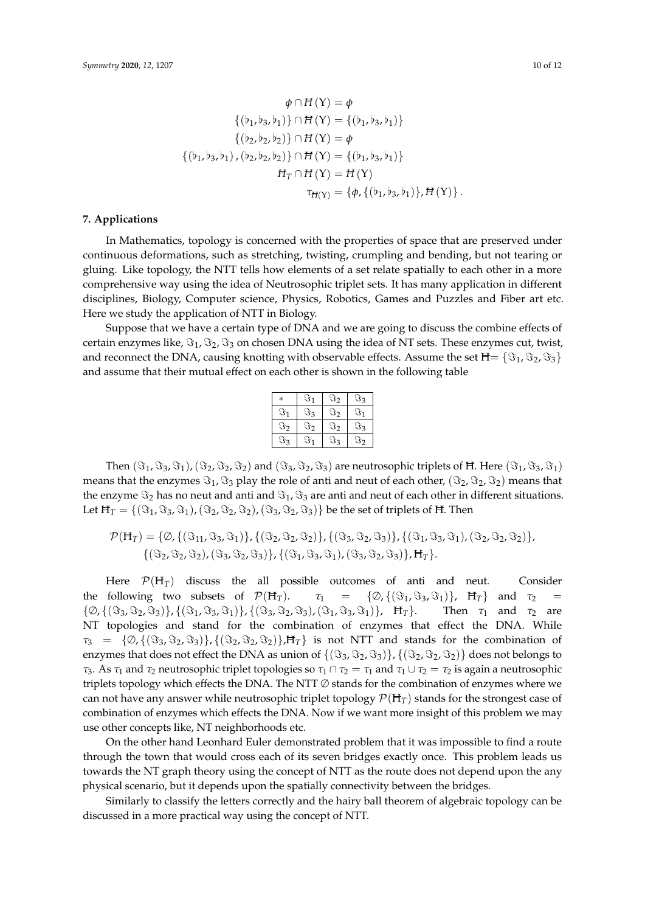$$\phi \cap \text{Ħ}(\mathrm{Y}) = \phi$$
$$\{(\flat_1, \flat_3, \flat_1)\} \cap \text{Ħ}(\mathrm{Y}) = \{(\flat_1, \flat_3, \flat_1)\}$$
$$\{(\flat_2, \flat_2, \flat_2)\} \cap \text{Ħ}(\mathrm{Y}) = \phi$$
$$\{(\flat_1, \flat_3, \flat_1), (\flat_2, \flat_2, \flat_2)\} \cap \text{Ħ}(\mathrm{Y}) = \{(\flat_1, \flat_3, \flat_1)\}$$
$$\text{Ħ}_T \cap \text{Ħ}(\mathrm{Y}) = \text{Ħ}(\mathrm{Y})$$
$$\tau_{\text{Ħ}(\mathrm{Y})} = \{\phi, \{(\flat_1, \flat_3, \flat_1)\}, \text{Ħ}(\mathrm{Y})\}.$$

## 7. Applications

In Mathematics, topology is concerned with the properties of space that are preserved under continuous deformations, such as stretching, twisting, crumpling and bending, but not tearing or gluing. Like topology, the NTT tells how elements of a set relate spatially to each other in a more comprehensive way using the idea of Neutrosophic triplet sets. It has many application in different disciplines, Biology, Computer science, Physics, Robotics, Games and Puzzles and Fiber art etc. Here we study the application of NTT in Biology.

Suppose that we have a certain type of DNA and we are going to discuss the combine effects of certain enzymes like, $\Im_1, \Im_2, \Im_3$ on chosen DNA using the idea of NT sets. These enzymes cut, twist, and reconnect the DNA, causing knotting with observable effects. Assume the set Ħ$= \{\Im_1, \Im_2, \Im_3\}$ and assume that their mutual effect on each other is shown in the following table

| $*$ | $\Im_1$ | $\Im_2$ | $\Im_3$ |
|---|---|---|---|
| $\Im_1$ | $\Im_3$ | $\Im_2$ | $\Im_1$ |
| $\Im_2$ | $\Im_2$ | $\Im_2$ | $\Im_3$ |
| $\Im_3$ | $\Im_1$ | $\Im_3$ | $\Im_2$ |

Then $(\Im_1, \Im_3, \Im_1), (\Im_2, \Im_2, \Im_2)$ and $(\Im_3, \Im_2, \Im_3)$ are neutrosophic triplets of Ħ. Here $(\Im_1, \Im_3, \Im_1)$ means that the enzymes $\Im_1, \Im_3$ play the role of anti and neut of each other, $(\Im_2, \Im_2, \Im_2)$ means that the enzyme $\Im_2$ has no neut and anti and $\Im_1, \Im_3$ are anti and neut of each other in different situations. Let Ħ$_T = \{(\Im_1, \Im_3, \Im_1), (\Im_2, \Im_2, \Im_2), (\Im_3, \Im_2, \Im_3)\}$ be the set of triplets of Ħ. Then

$$\mathcal{P}(\text{Ħ}_T) = \{\emptyset, \{(\Im_{11}, \Im_3, \Im_1)\}, \{(\Im_2, \Im_2, \Im_2)\}, \{(\Im_3, \Im_2, \Im_3)\}, \{(\Im_1, \Im_3, \Im_1), (\Im_2, \Im_2, \Im_2)\},$$
$$\{(\Im_2, \Im_2, \Im_2), (\Im_3, \Im_2, \Im_3)\}, \{(\Im_1, \Im_3, \Im_1), (\Im_3, \Im_2, \Im_3)\}, \text{Ħ}_T\}.$$

Here $\mathcal{P}(\text{Ħ}_T)$ discuss the all possible outcomes of anti and neut. Consider the following two subsets of $\mathcal{P}(\text{Ħ}_T)$. $\tau_1 = \{\emptyset, \{(\Im_1, \Im_3, \Im_1)\}, \text{Ħ}_T\}$ and $\tau_2 = \{\emptyset, \{(\Im_3, \Im_2, \Im_3)\}, \{(\Im_1, \Im_3, \Im_1)\}, \{(\Im_3, \Im_2, \Im_3), (\Im_1, \Im_3, \Im_1)\}, \text{Ħ}_T\}$. Then $\tau_1$ and $\tau_2$ are NT topologies and stand for the combination of enzymes that effect the DNA. While $\tau_3 = \{\emptyset, \{(\Im_3, \Im_2, \Im_3)\}, \{(\Im_2, \Im_2, \Im_2)\}, \text{Ħ}_T\}$ is not NTT and stands for the combination of enzymes that does not effect the DNA as union of $\{(\Im_3, \Im_2, \Im_3)\}, \{(\Im_2, \Im_2, \Im_2)\}$ does not belongs to $\tau_3$. As $\tau_1$ and $\tau_2$ neutrosophic triplet topologies so $\tau_1 \cap \tau_2 = \tau_1$ and $\tau_1 \cup \tau_2 = \tau_2$ is again a neutrosophic triplets topology which effects the DNA. The NTT $\emptyset$ stands for the combination of enzymes where we can not have any answer while neutrosophic triplet topology $\mathcal{P}(\text{Ħ}_T)$ stands for the strongest case of combination of enzymes which effects the DNA. Now if we want more insight of this problem we may use other concepts like, NT neighborhoods etc.

On the other hand Leonhard Euler demonstrated problem that it was impossible to find a route through the town that would cross each of its seven bridges exactly once. This problem leads us towards the NT graph theory using the concept of NTT as the route does not depend upon the any physical scenario, but it depends upon the spatially connectivity between the bridges.

Similarly to classify the letters correctly and the hairy ball theorem of algebraic topology can be discussed in a more practical way using the concept of NTT.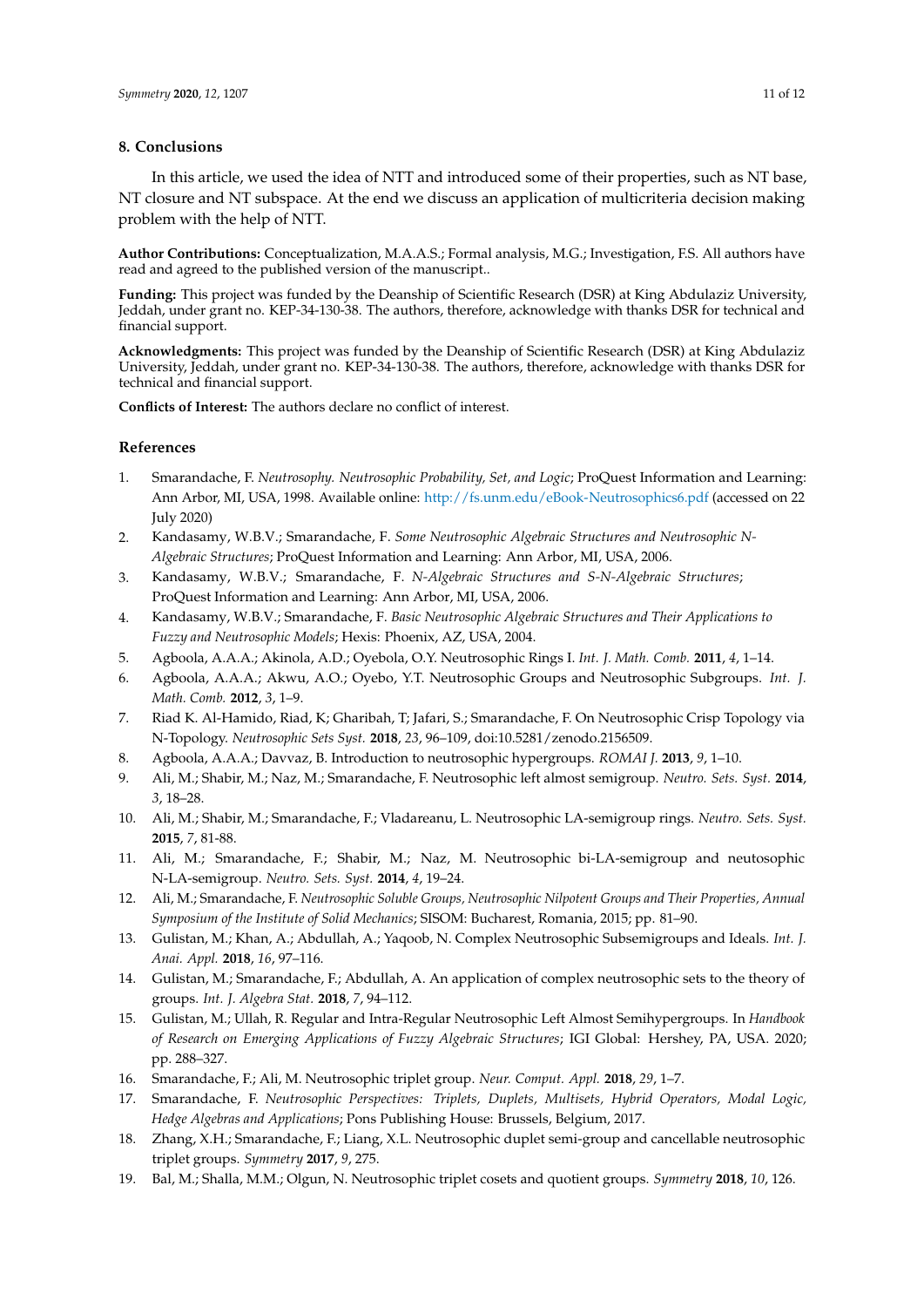## 8. Conclusions

In this article, we used the idea of NTT and introduced some of their properties, such as NT base, NT closure and NT subspace. At the end we discuss an application of multicriteria decision making problem with the help of NTT.

**Author Contributions:** Conceptualization, M.A.A.S.; Formal analysis, M.G.; Investigation, F.S. All authors have read and agreed to the published version of the manuscript..

**Funding:** This project was funded by the Deanship of Scientific Research (DSR) at King Abdulaziz University, Jeddah, under grant no. KEP-34-130-38. The authors, therefore, acknowledge with thanks DSR for technical and financial support.

**Acknowledgments:** This project was funded by the Deanship of Scientific Research (DSR) at King Abdulaziz University, Jeddah, under grant no. KEP-34-130-38. The authors, therefore, acknowledge with thanks DSR for technical and financial support.

**Conflicts of Interest:** The authors declare no conflict of interest.

## References

1. Smarandache, F. *Neutrosophy. Neutrosophic Probability, Set, and Logic*; ProQuest Information and Learning: Ann Arbor, MI, USA, 1998. Available online: http://fs.unm.edu/eBook-Neutrosophics6.pdf (accessed on 22 July 2020)
2. Kandasamy, W.B.V.; Smarandache, F. *Some Neutrosophic Algebraic Structures and Neutrosophic N-Algebraic Structures*; ProQuest Information and Learning: Ann Arbor, MI, USA, 2006.
3. Kandasamy, W.B.V.; Smarandache, F. *N-Algebraic Structures and S-N-Algebraic Structures*; ProQuest Information and Learning: Ann Arbor, MI, USA, 2006.
4. Kandasamy, W.B.V.; Smarandache, F. *Basic Neutrosophic Algebraic Structures and Their Applications to Fuzzy and Neutrosophic Models*; Hexis: Phoenix, AZ, USA, 2004.
5. Agboola, A.A.A.; Akinola, A.D.; Oyebola, O.Y. Neutrosophic Rings I. *Int. J. Math. Comb.* **2011**, *4*, 1–14.
6. Agboola, A.A.A.; Akwu, A.O.; Oyebo, Y.T. Neutrosophic Groups and Neutrosophic Subgroups. *Int. J. Math. Comb.* **2012**, *3*, 1–9.
7. Riad K. Al-Hamido, Riad, K; Gharibah, T; Jafari, S.; Smarandache, F. On Neutrosophic Crisp Topology via N-Topology. *Neutrosophic Sets Syst.* **2018**, *23*, 96–109, doi:10.5281/zenodo.2156509.
8. Agboola, A.A.A.; Davvaz, B. Introduction to neutrosophic hypergroups. *ROMAI J.* **2013**, *9*, 1–10.
9. Ali, M.; Shabir, M.; Naz, M.; Smarandache, F. Neutrosophic left almost semigroup. *Neutro. Sets. Syst.* **2014**, *3*, 18–28.
10. Ali, M.; Shabir, M.; Smarandache, F.; Vladareanu, L. Neutrosophic LA-semigroup rings. *Neutro. Sets. Syst.* **2015**, *7*, 81-88.
11. Ali, M.; Smarandache, F.; Shabir, M.; Naz, M. Neutrosophic bi-LA-semigroup and neutosophic N-LA-semigroup. *Neutro. Sets. Syst.* **2014**, *4*, 19–24.
12. Ali, M.; Smarandache, F. *Neutrosophic Soluble Groups, Neutrosophic Nilpotent Groups and Their Properties, Annual Symposium of the Institute of Solid Mechanics*; SISOM: Bucharest, Romania, 2015; pp. 81–90.
13. Gulistan, M.; Khan, A.; Abdullah, A.; Yaqoob, N. Complex Neutrosophic Subsemigroups and Ideals. *Int. J. Anai. Appl.* **2018**, *16*, 97–116.
14. Gulistan, M.; Smarandache, F.; Abdullah, A. An application of complex neutrosophic sets to the theory of groups. *Int. J. Algebra Stat.* **2018**, *7*, 94–112.
15. Gulistan, M.; Ullah, R. Regular and Intra-Regular Neutrosophic Left Almost Semihypergroups. In *Handbook of Research on Emerging Applications of Fuzzy Algebraic Structures*; IGI Global: Hershey, PA, USA. 2020; pp. 288–327.
16. Smarandache, F.; Ali, M. Neutrosophic triplet group. *Neur. Comput. Appl.* **2018**, *29*, 1–7.
17. Smarandache, F. *Neutrosophic Perspectives: Triplets, Duplets, Multisets, Hybrid Operators, Modal Logic, Hedge Algebras and Applications*; Pons Publishing House: Brussels, Belgium, 2017.
18. Zhang, X.H.; Smarandache, F.; Liang, X.L. Neutrosophic duplet semi-group and cancellable neutrosophic triplet groups. *Symmetry* **2017**, *9*, 275.
19. Bal, M.; Shalla, M.M.; Olgun, N. Neutrosophic triplet cosets and quotient groups. *Symmetry* **2018**, *10*, 126.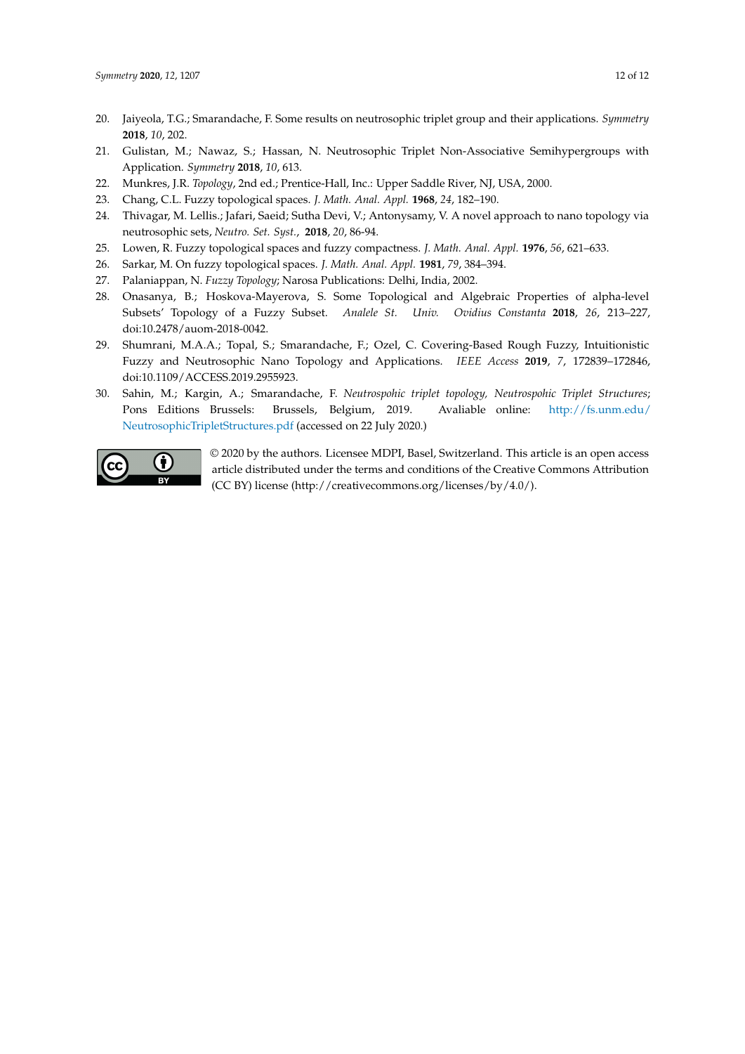20. Jaiyeola, T.G.; Smarandache, F. Some results on neutrosophic triplet group and their applications. *Symmetry* **2018**, *10*, 202.
21. Gulistan, M.; Nawaz, S.; Hassan, N. Neutrosophic Triplet Non-Associative Semihypergroups with Application. *Symmetry* **2018**, *10*, 613.
22. Munkres, J.R. *Topology*, 2nd ed.; Prentice-Hall, Inc.: Upper Saddle River, NJ, USA, 2000.
23. Chang, C.L. Fuzzy topological spaces. *J. Math. Anal. Appl.* **1968**, *24*, 182–190.
24. Thivagar, M. Lellis.; Jafari, Saeid; Sutha Devi, V.; Antonysamy, V. A novel approach to nano topology via neutrosophic sets, *Neutro. Set. Syst.*, **2018**, *20*, 86-94.
25. Lowen, R. Fuzzy topological spaces and fuzzy compactness. *J. Math. Anal. Appl.* **1976**, *56*, 621–633.
26. Sarkar, M. On fuzzy topological spaces. *J. Math. Anal. Appl.* **1981**, *79*, 384–394.
27. Palaniappan, N. *Fuzzy Topology*; Narosa Publications: Delhi, India, 2002.
28. Onasanya, B.; Hoskova-Mayerova, S. Some Topological and Algebraic Properties of alpha-level Subsets' Topology of a Fuzzy Subset. *Analele St. Univ. Ovidius Constanta* **2018**, *26*, 213–227, doi:10.2478/auom-2018-0042.
29. Shumrani, M.A.A.; Topal, S.; Smarandache, F.; Ozel, C. Covering-Based Rough Fuzzy, Intuitionistic Fuzzy and Neutrosophic Nano Topology and Applications. *IEEE Access* **2019**, *7*, 172839–172846, doi:10.1109/ACCESS.2019.2955923.
30. Sahin, M.; Kargin, A.; Smarandache, F. *Neutrospohic triplet topology, Neutrospohic Triplet Structures*; Pons Editions Brussels: Brussels, Belgium, 2019. Avaliable online: http://fs.unm.edu/NeutrosophicTripletStructures.pdf (accessed on 22 July 2020.)

© 2020 by the authors. Licensee MDPI, Basel, Switzerland. This article is an open access article distributed under the terms and conditions of the Creative Commons Attribution (CC BY) license (http://creativecommons.org/licenses/by/4.0/).